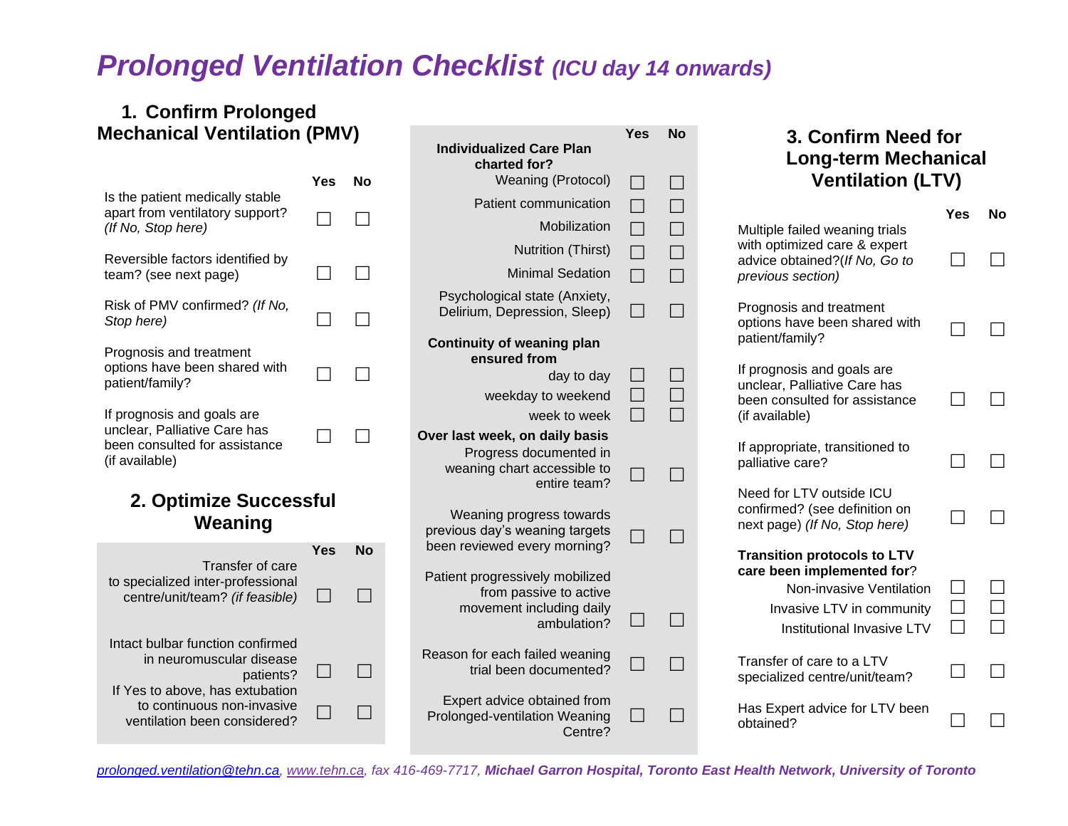# *Prolonged Ventilation Checklist* *(ICU day 14 onwards)*

## 1. Confirm Prolonged Mechanical Ventilation (PMV)

| | Yes | No |
|---|---|---|
| Is the patient medically stable apart from ventilatory support? *(If No, Stop here)* | ☐ | ☐ |
| Reversible factors identified by team? (see next page) | ☐ | ☐ |
| Risk of PMV confirmed? *(If No, Stop here)* | ☐ | ☐ |
| Prognosis and treatment options have been shared with patient/family? | ☐ | ☐ |
| If prognosis and goals are unclear, Palliative Care has been consulted for assistance (if available) | ☐ | ☐ |

## 2. Optimize Successful Weaning

| | Yes | No |
|---|---|---|
| Transfer of care to specialized inter-professional centre/unit/team? *(if feasible)* | ☐ | ☐ |
| Intact bulbar function confirmed in neuromuscular disease patients? | ☐ | ☐ |
| If Yes to above, has extubation to continuous non-invasive ventilation been considered? | ☐ | ☐ |
| **Individualized Care Plan charted for?** | | |
| Weaning (Protocol) | ☐ | ☐ |
| Patient communication | ☐ | ☐ |
| Mobilization | ☐ | ☐ |
| Nutrition (Thirst) | ☐ | ☐ |
| Minimal Sedation | ☐ | ☐ |
| Psychological state (Anxiety, Delirium, Depression, Sleep) | ☐ | ☐ |
| **Continuity of weaning plan ensured from** | | |
| day to day | ☐ | ☐ |
| weekday to weekend | ☐ | ☐ |
| week to week | ☐ | ☐ |
| **Over last week, on daily basis** | | |
| Progress documented in weaning chart accessible to entire team? | ☐ | ☐ |
| Weaning progress towards previous day's weaning targets been reviewed every morning? | ☐ | ☐ |
| Patient progressively mobilized from passive to active movement including daily ambulation? | ☐ | ☐ |
| Reason for each failed weaning trial been documented? | ☐ | ☐ |
| Expert advice obtained from Prolonged-ventilation Weaning Centre? | ☐ | ☐ |

## 3. Confirm Need for Long-term Mechanical Ventilation (LTV)

| | Yes | No |
|---|---|---|
| Multiple failed weaning trials with optimized care & expert advice obtained?*(If No, Go to previous section)* | ☐ | ☐ |
| Prognosis and treatment options have been shared with patient/family? | ☐ | ☐ |
| If prognosis and goals are unclear, Palliative Care has been consulted for assistance (if available) | ☐ | ☐ |
| If appropriate, transitioned to palliative care? | ☐ | ☐ |
| Need for LTV outside ICU confirmed? (see definition on next page) *(If No, Stop here)* | ☐ | ☐ |
| **Transition protocols to LTV care been implemented for**? | | |
| Non-invasive Ventilation | ☐ | ☐ |
| Invasive LTV in community | ☐ | ☐ |
| Institutional Invasive LTV | ☐ | ☐ |
| Transfer of care to a LTV specialized centre/unit/team? | ☐ | ☐ |
| Has Expert advice for LTV been obtained? | ☐ | ☐ |

*prolonged.ventilation@tehn.ca, www.tehn.ca, fax 416-469-7717,* ***Michael Garron Hospital, Toronto East Health Network, University of Toronto***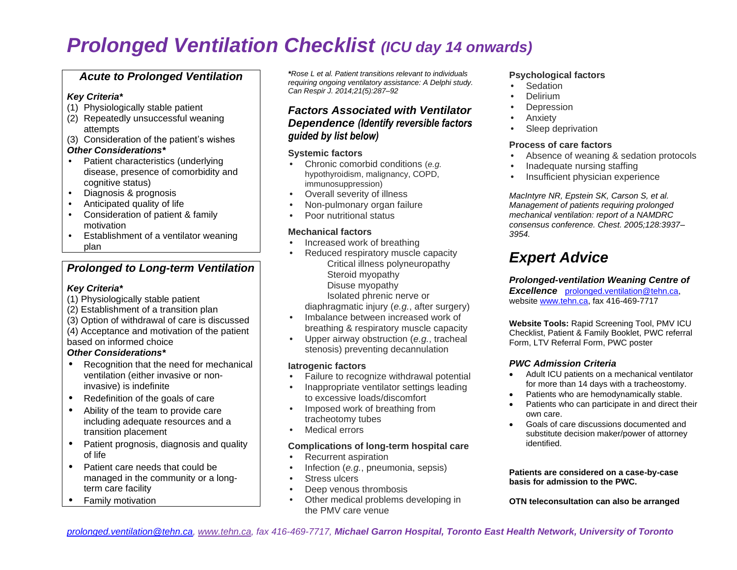# *Prolonged Ventilation Checklist (ICU day 14 onwards)*

## *Acute to Prolonged Ventilation*

***Key Criteria****

(1) Physiologically stable patient
(2) Repeatedly unsuccessful weaning attempts
(3) Consideration of the patient's wishes

***Other Considerations****

- Patient characteristics (underlying disease, presence of comorbidity and cognitive status)
- Diagnosis & prognosis
- Anticipated quality of life
- Consideration of patient & family motivation
- Establishment of a ventilator weaning plan

## *Prolonged to Long-term Ventilation*

***Key Criteria****

(1) Physiologically stable patient
(2) Establishment of a transition plan
(3) Option of withdrawal of care is discussed
(4) Acceptance and motivation of the patient based on informed choice

***Other Considerations****

- Recognition that the need for mechanical ventilation (either invasive or non-invasive) is indefinite
- Redefinition of the goals of care
- Ability of the team to provide care including adequate resources and a transition placement
- Patient prognosis, diagnosis and quality of life
- Patient care needs that could be managed in the community or a long-term care facility
- Family motivation

***Rose L et al. Patient transitions relevant to individuals requiring ongoing ventilatory assistance: A Delphi study. Can Respir J. 2014;21(5):287–92***

## *Factors Associated with Ventilator Dependence (Identify reversible factors guided by list below)*

**Systemic factors**

- Chronic comorbid conditions (*e.g.* hypothyroidism, malignancy, COPD, immunosuppression)
- Overall severity of illness
- Non-pulmonary organ failure
- Poor nutritional status

**Mechanical factors**

- Increased work of breathing
- Reduced respiratory muscle capacity
  - Critical illness polyneuropathy
  - Steroid myopathy
  - Disuse myopathy
  - Isolated phrenic nerve or diaphragmatic injury (*e.g.*, after surgery)
- Imbalance between increased work of breathing & respiratory muscle capacity
- Upper airway obstruction (*e.g.*, tracheal stenosis) preventing decannulation

**Iatrogenic factors**

- Failure to recognize withdrawal potential
- Inappropriate ventilator settings leading to excessive loads/discomfort
- Imposed work of breathing from tracheotomy tubes
- Medical errors

**Complications of long-term hospital care**

- Recurrent aspiration
- Infection (*e.g.*, pneumonia, sepsis)
- Stress ulcers
- Deep venous thrombosis
- Other medical problems developing in the PMV care venue

**Psychological factors**

- Sedation
- Delirium
- Depression
- Anxiety
- Sleep deprivation

**Process of care factors**

- Absence of weaning & sedation protocols
- Inadequate nursing staffing
- Insufficient physician experience

*MacIntyre NR, Epstein SK, Carson S, et al. Management of patients requiring prolonged mechanical ventilation: report of a NAMDRC consensus conference. Chest. 2005;128:3937–3954.*

## *Expert Advice*

***Prolonged-ventilation Weaning Centre of Excellence*** prolonged.ventilation@tehn.ca, website www.tehn.ca, fax 416-469-7717

**Website Tools:** Rapid Screening Tool, PMV ICU Checklist, Patient & Family Booklet, PWC referral Form, LTV Referral Form, PWC poster

### *PWC Admission Criteria*

- Adult ICU patients on a mechanical ventilator for more than 14 days with a tracheostomy.
- Patients who are hemodynamically stable.
- Patients who can participate in and direct their own care.
- Goals of care discussions documented and substitute decision maker/power of attorney identified.

**Patients are considered on a case-by-case basis for admission to the PWC.**

**OTN teleconsultation can also be arranged**

*prolonged.ventilation@tehn.ca, www.tehn.ca, fax 416-469-7717,* ***Michael Garron Hospital, Toronto East Health Network, University of Toronto***